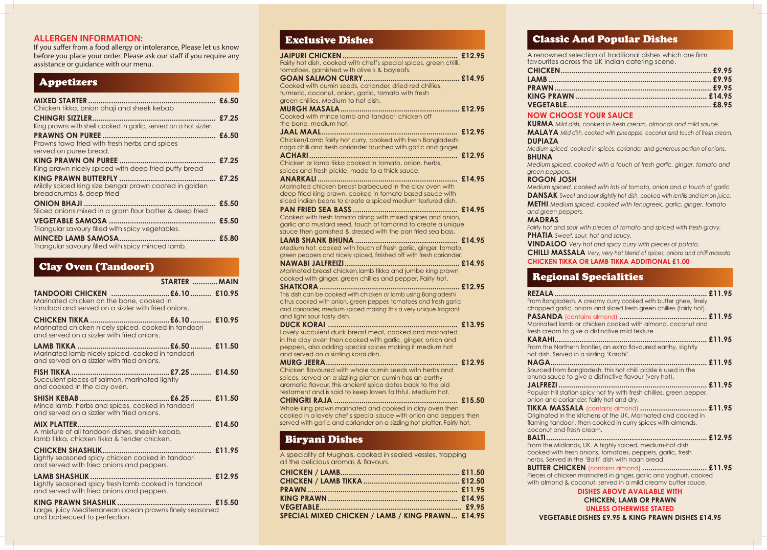## ALLERGEN INFORMATION:

If you suffer from a food allergy or intolerance, Please let us know before you place your order. Please ask our staff if you require any assistance or guidance with our menu.

## Appetizers

**MIXED STARTER** ........ £6.50
Chicken tikka, onion bhaji and sheek kebab

**CHINGRI SIZZLER** ........ £7.25
King prawns with shell cooked in garlic, served on a hot sizzler.

**PRAWNS ON PUREE** ........ £6.50
Prawns tawa fried with fresh herbs and spices served on puree bread.

**KING PRAWN ON PUREE** ........ £7.25
King prawn nicely spiced with deep fried puffy bread

**KING PRAWN BUTTERFLY** ........ £7.25
Mildly spiced king size bengal prawn coated in golden breadcrumbs & deep fried

**ONION BHAJI** ........ £5.50
Sliced onions mixed in a gram flour batter & deep fried

**VEGETABLE SAMOSA** ........ £5.50
Triangular savoury filled with spicy vegetables.

**MINCED LAMB SAMOSA** ........ £5.80
Triangular savoury filled with spicy minced lamb.

## Clay Oven (Tandoori)

| | STARTER | MAIN |
|---|---|---|
| **TANDOORI CHICKEN** Marinated chicken on the bone, cooked in tandoori and served on a sizzler with fried onions. | £6.10 | £10.95 |
| **CHICKEN TIKKA** Marinated chicken nicely spiced, cooked in tandoori and served on a sizzler with fried onions. | £6.10 | £10.95 |
| **LAMB TIKKA** Marinated lamb nicely spiced, cooked in tandoori and served on a sizzler with fried onions. | £6.50 | £11.50 |
| **FISH TIKKA** Succulent pieces of salmon, marinated lightly and cooked in the clay oven. | £7.25 | £14.50 |
| **SHISH KEBAB** Mince lamb, herbs and spices, cooked in tandoori and served on a sizzler with fried onions. | £6.25 | £11.50 |
| **MIX PLATTER** A mixture of all tandoori dishes, sheekh kebab, lamb tikka, chicken tikka & tender chicken. | | £14.50 |
| **CHICKEN SHASHLIK** Lightly seasoned spicy chicken cooked in tandoori and served with fried onions and peppers. | | £11.95 |
| **LAMB SHASHLIK** Lightly seasoned spicy fresh lamb cooked in tandoori and served with fried onions and peppers. | | £12.95 |
| **KING PRAWN SHASHLIK** Large, juicy Mediterranean ocean prawns finely seasoned and barbecued to perfection. | | £15.50 |

## Exclusive Dishes

**JAIPURI CHICKEN** ........ £12.95
Fairly hot dish, cooked with chef's special spices, green chilli, tomatoes, garnished with olive's & bayleafs.

**GOAN SALMON CURRY** ........ £14.95
Cooked with cumin seeds, coriander, dried red chillies, turmeric, coconut, onion, garlic, tomato with fresh green chillies. Medium to hot dish.

**MURGH MASALA** ........ £12.95
Cooked with mince lamb and tandoori chicken off the bone, medium hot.

**JAAL MAAL** ........ £12.95
Chicken/Lamb fairly hot curry, cooked with fresh Bangladeshi naga chilli and fresh coriander touched with garlic and ginger.

**ACHARI** ........ £12.95
Chicken or lamb tikka cooked in tomato, onion, herbs, spices and fresh pickle, made to a thick sauce.

**ANARKALI** ........ £14.95
Marinated chicken breast barbecued in the clay oven with deep fried king prawn, cooked in tomato based sauce with sliced indian beans to create a spiced medium textured dish.

**PAN FRIED SEA BASS** ........ £14.95
Cooked with fresh tomato along with mixed spices and onion, garlic and mustard seed, touch of tamarind to create a unique sauce then garnished & dressed with the pan fried sea bass.

**LAMB SHANK BHUNA** ........ £14.95
Medium hot, cooked with touch of fresh garlic, ginger, tomato, green peppers and nicely spiced, finished off with fresh coriander.

**NAWABI JALFREIZI** ........ £14.95
Marinated breast chicken,lamb tikka and jumbo king prawn cooked with ginger, green chillies and pepper. Fairly hot.

**SHATKORA** ........ £12.95
This dish can be cooked with chicken or lamb using Bangladeshi citrus cooked with onion, green pepper, tomatoes and fresh garlic and coriander, medium spiced making this a very unique fragrant and light sour tasty dish.

**DUCK KORAI** ........ £13.95
Lovely succulent duck breast meat, cooked and marinated in the clay oven then cooked with garlic, ginger, onion and peppers, also adding special spices making it medium hot and served on a sizzling korai dish.

**MURG JEERA** ........ £12.95
Chicken flavoured with whole cumin seeds with herbs and spices, served on a sizzling platter, cumin has an earthy aromatic flavour, this ancient spice dates back to the old testament and is said to keep lovers faithful. Medium hot.

**CHINGRI RAJA** ........ £15.50
Whole king prawn marinated and cooked in clay oven then cooked in a lovely chef's special sauce with onion and peppers then served with garlic and coriander on a sizzling hot platter. Fairly hot.

## Biryani Dishes

A speciality of Mughals, cooked in sealed vessles, trapping all the delicious aromas & flavours.

**CHICKEN / LAMB** ........ £11.50
**CHICKEN / LAMB TIKKA** ........ £12.50
**PRAWN** ........ £11.95
**KING PRAWN** ........ £14.95
**VEGETABLE** ........ £9.95
**SPECIAL MIXED CHICKEN / LAMB / KING PRAWN** ........ £14.95

## Classic And Popular Dishes

A renowned selection of traditional dishes which are firm favourites across the UK Indian catering scene.

**CHICKEN** ........ £9.95
**LAMB** ........ £9.95
**PRAWN** ........ £9.95
**KING PRAWN** ........ £14.95
**VEGETABLE** ........ £8.95

### NOW CHOOSE YOUR SAUCE

**KURMA** *Mild dish, cooked in fresh cream, almonds and mild sauce.*
**MALAYA** *Mild dish, cooked with pineapple, coconut and touch of fresh cream.*
**DUPIAZA**
*Medium spiced, cooked in spices, coriander and generous portion of onions.*
**BHUNA**
*Medium spiced, cooked with a touch of fresh garlic, ginger, tomato and green peppers.*
**ROGON JOSH**
*Medium spiced, cooked with lots of tomato, onion and a touch of garlic.*
**DANSAK** *Sweet and sour slightly hot dish, cooked with lentils and lemon juice.*
**METHI** *Medium spiced, cooked with fenugreek, garlic, ginger, tomato and green peppers.*
**MADRAS**
*Fairly hot and sour with pieces of tomato and spiced with fresh gravy.*
**PHATIA** *Sweet, sour, hot and saucy.*
**VINDALOO** *Very hot and spicy curry with pieces of potato.*
**CHILLI MASSALA** *Very, very hot blend of spices, onions and chilli massala.*
**CHICKEN TIKKA OR LAMB TIKKA ADDITIONAL £1.00**

## Regional Specialities

**REZALA** ........ £11.95
From Bangladesh. A creamy curry cooked with butter ghee, finely chopped garlic, onions and sliced fresh green chillies (fairly hot).

**PASANDA** (contains almond) ........ £11.95
Marinated lamb or chicken cooked with almond, coconut and fresh cream to give a distinctive mild texture

**KARAHI** ........ £11.95
From the Northern frontier, an extra flavoured earthy, slightly hot dish. Served in a sizzling 'Karahi'.

**NAGA** ........ £11.95
Sourced from Bangladesh, this hot chilli pickle is used in the bhuna sauce to give a distinctive flavour (very hot).

**JALFREZI** ........ £11.95
Popular hill station spicy hot fry with fresh chillies, green pepper, onion and coriander, fairly hot and dry.

**TIKKA MASSALA** (contains almond) ........ £11.95
Originated in the kitchens of the UK. Marinated and cooked in flaming tandoori, then cooked in curry spices with almonds, coconut and fresh cream.

**BALTI** ........ £12.95
From the Midlands, UK. A highly spiced, medium-hot dish cooked with fresh onions, tomatoes, peppers, garlic, fresh herbs. Served in the 'Balti' dish with naan bread.

**BUTTER CHICKEN** (contains almond) ........ £11.95
Pieces of chicken marinated in ginger, garlic and yoghurt, cooked with almond & coconut, served in a mild creamy butter sauce.

**DISHES ABOVE AVAILABLE WITH**
**CHICKEN, LAMB OR PRAWN**
**UNLESS OTHERWISE STATED**
**VEGETABLE DISHES £9.95 & KING PRAWN DISHES £14.95**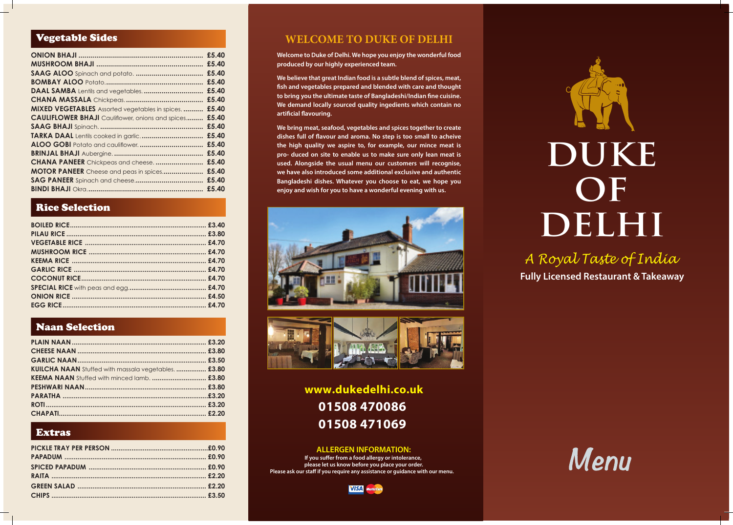## Vegetable Sides

| | |
|---|---|
| **ONION BHAJI** | £5.40 |
| **MUSHROOM BHAJI** | £5.40 |
| **SAAG ALOO** Spinach and potato. | £5.40 |
| **BOMBAY ALOO** Potato. | £5.40 |
| **DAAL SAMBA** Lentils and vegetables. | £5.40 |
| **CHANA MASSALA** Chickpeas. | £5.40 |
| **MIXED VEGETABLES** Assorted vegetables in spices. | £5.40 |
| **CAULIFLOWER BHAJI** Cauliflower, onions and spices | £5.40 |
| **SAAG BHAJI** Spinach. | £5.40 |
| **TARKA DAAL** Lentils cooked in garlic. | £5.40 |
| **ALOO GOBI** Potato and cauliflower. | £5.40 |
| **BRINJAL BHAJI** Aubergine. | £5.40 |
| **CHANA PANEER** Chickpeas and cheese. | £5.40 |
| **MOTOR PANEER** Cheese and peas in spices | £5.40 |
| **SAG PANEER** Spinach and cheese | £5.40 |
| **BINDI BHAJI** Okra. | £5.40 |

## Rice Selection

| | |
|---|---|
| **BOILED RICE** | £3.40 |
| **PILAU RICE** | £3.80 |
| **VEGETABLE RICE** | £4.70 |
| **MUSHROOM RICE** | £4.70 |
| **KEEMA RICE** | £4.70 |
| **GARLIC RICE** | £4.70 |
| **COCONUT RICE** | £4.70 |
| **SPECIAL RICE** with peas and egg | £4.70 |
| **ONION RICE** | £4.50 |
| **EGG RICE** | £4.70 |

## Naan Selection

| | |
|---|---|
| **PLAIN NAAN** | £3.20 |
| **CHEESE NAAN** | £3.80 |
| **GARLIC NAAN** | £3.50 |
| **KUILCHA NAAN** Stuffed with massala vegetables. | £3.80 |
| **KEEMA NAAN** Stuffed with minced lamb. | £3.80 |
| **PESHWARI NAAN** | £3.80 |
| **PARATHA** | £3.20 |
| **ROTI** | £3.20 |
| **CHAPATI** | £2.20 |

## Extras

| | |
|---|---|
| **PICKLE TRAY PER PERSON** | £0.90 |
| **PAPADUM** | £0.90 |
| **SPICED PAPADUM** | £0.90 |
| **RAITA** | £2.20 |
| **GREEN SALAD** | £2.20 |
| **CHIPS** | £3.50 |

## WELCOME TO DUKE OF DELHI

**Welcome to Duke of Delhi. We hope you enjoy the wonderful food produced by our highly experienced team.**

**We believe that great Indian food is a subtle blend of spices, meat, fish and vegetables prepared and blended with care and thought to bring you the ultimate taste of Bangladeshi/Indian fine cuisine. We demand locally sourced quality ingedients which contain no artificial flavouring.**

**We bring meat, seafood, vegetables and spices together to create dishes full of flavour and aroma. No step is too small to acheive the high quality we aspire to, for example, our mince meat is pro- duced on site to enable us to make sure only lean meat is used. Alongside the usual menu our customers will recognise, we have also introduced some additional exclusive and authentic Bangladeshi dishes. Whatever you choose to eat, we hope you enjoy and wish for you to have a wonderful evening with us.**

**www.dukedelhi.co.uk**
**01508 470086**
**01508 471069**

**ALLERGEN INFORMATION:**
**If you suffer from a food allergy or intolerance, please let us know before you place your order. Please ask our staff if you require any assistance or guidance with our menu.**

# DUKE OF DELHI

*A Royal Taste of India*

**Fully Licensed Restaurant & Takeaway**

*Menu*